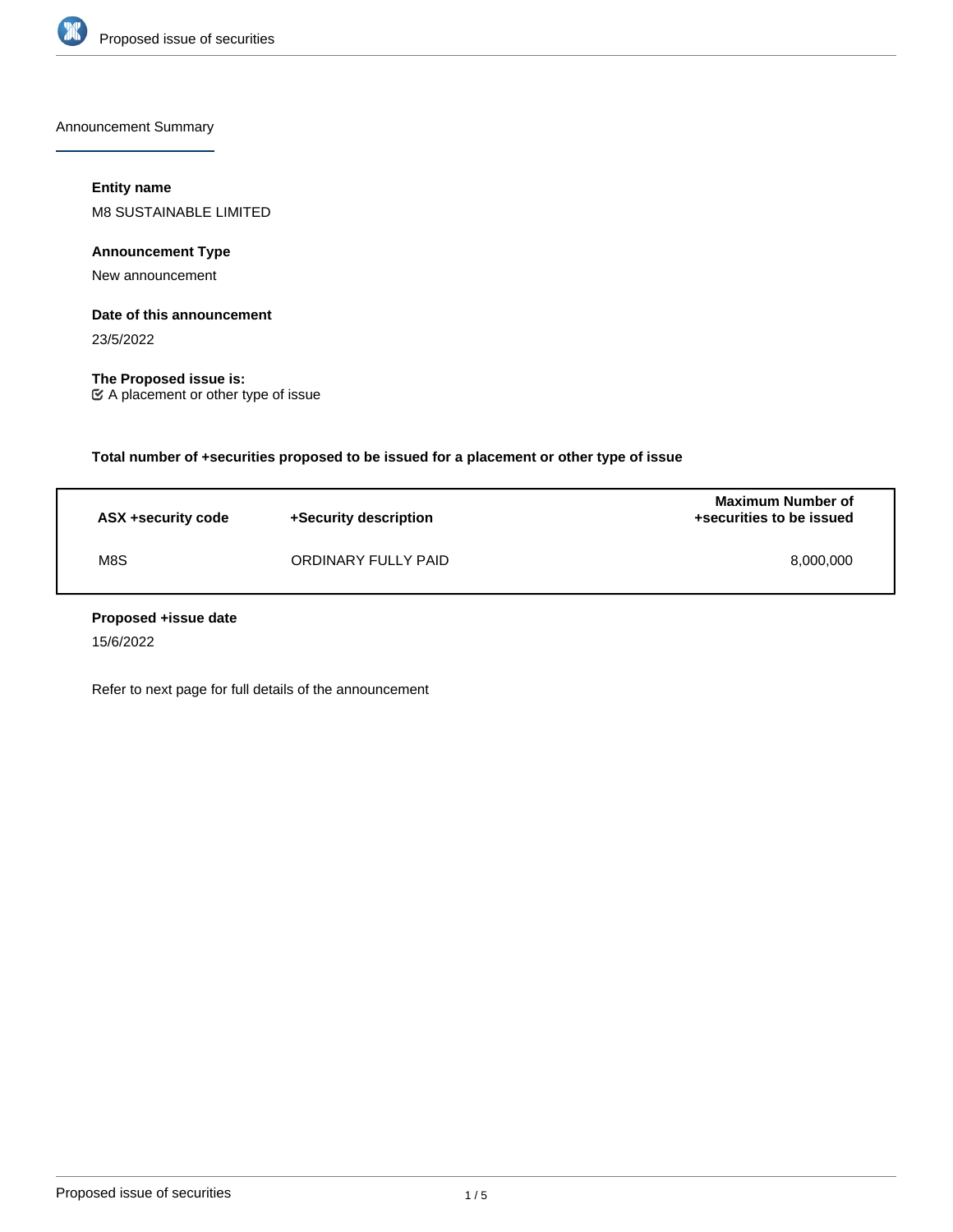Announcement Summary

**Entity name**

M8 SUSTAINABLE LIMITED

**Announcement Type**

New announcement

**Date of this announcement**

23/5/2022

**The Proposed issue is:**

☑ A placement or other type of issue

**Total number of +securities proposed to be issued for a placement or other type of issue**

| ASX +security code | +Security description | Maximum Number of +securities to be issued |
|---|---|---|
| M8S | ORDINARY FULLY PAID | 8,000,000 |

**Proposed +issue date**

15/6/2022

Refer to next page for full details of the announcement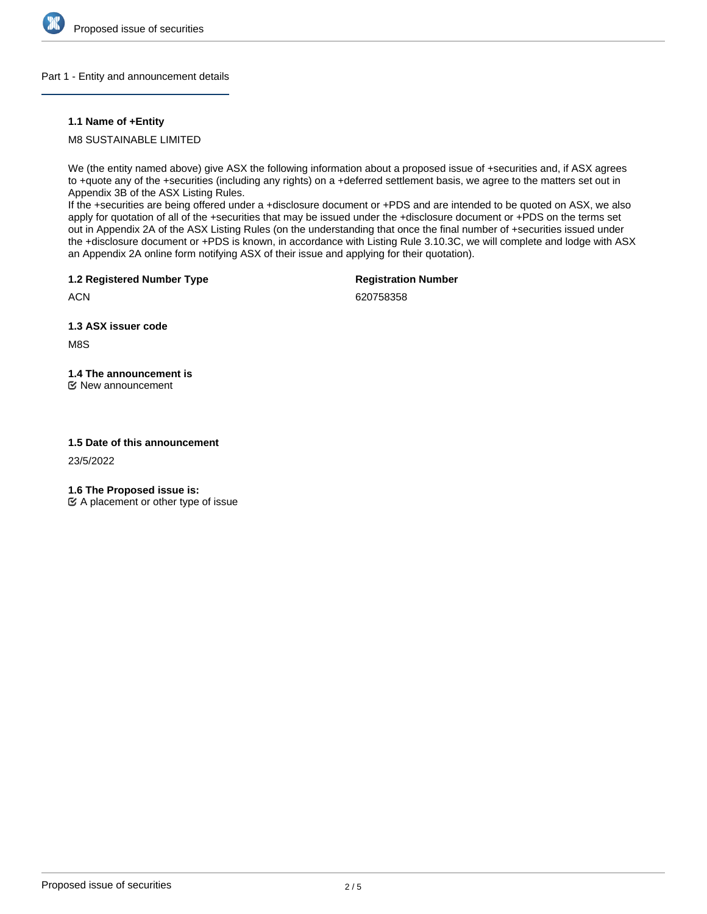## Part 1 - Entity and announcement details

### 1.1 Name of +Entity

M8 SUSTAINABLE LIMITED

We (the entity named above) give ASX the following information about a proposed issue of +securities and, if ASX agrees to +quote any of the +securities (including any rights) on a +deferred settlement basis, we agree to the matters set out in Appendix 3B of the ASX Listing Rules.
If the +securities are being offered under a +disclosure document or +PDS and are intended to be quoted on ASX, we also apply for quotation of all of the +securities that may be issued under the +disclosure document or +PDS on the terms set out in Appendix 2A of the ASX Listing Rules (on the understanding that once the final number of +securities issued under the +disclosure document or +PDS is known, in accordance with Listing Rule 3.10.3C, we will complete and lodge with ASX an Appendix 2A online form notifying ASX of their issue and applying for their quotation).

### 1.2 Registered Number Type

ACN

**Registration Number**

620758358

### 1.3 ASX issuer code

M8S

### 1.4 The announcement is

☑ New announcement

### 1.5 Date of this announcement

23/5/2022

### 1.6 The Proposed issue is:

☑ A placement or other type of issue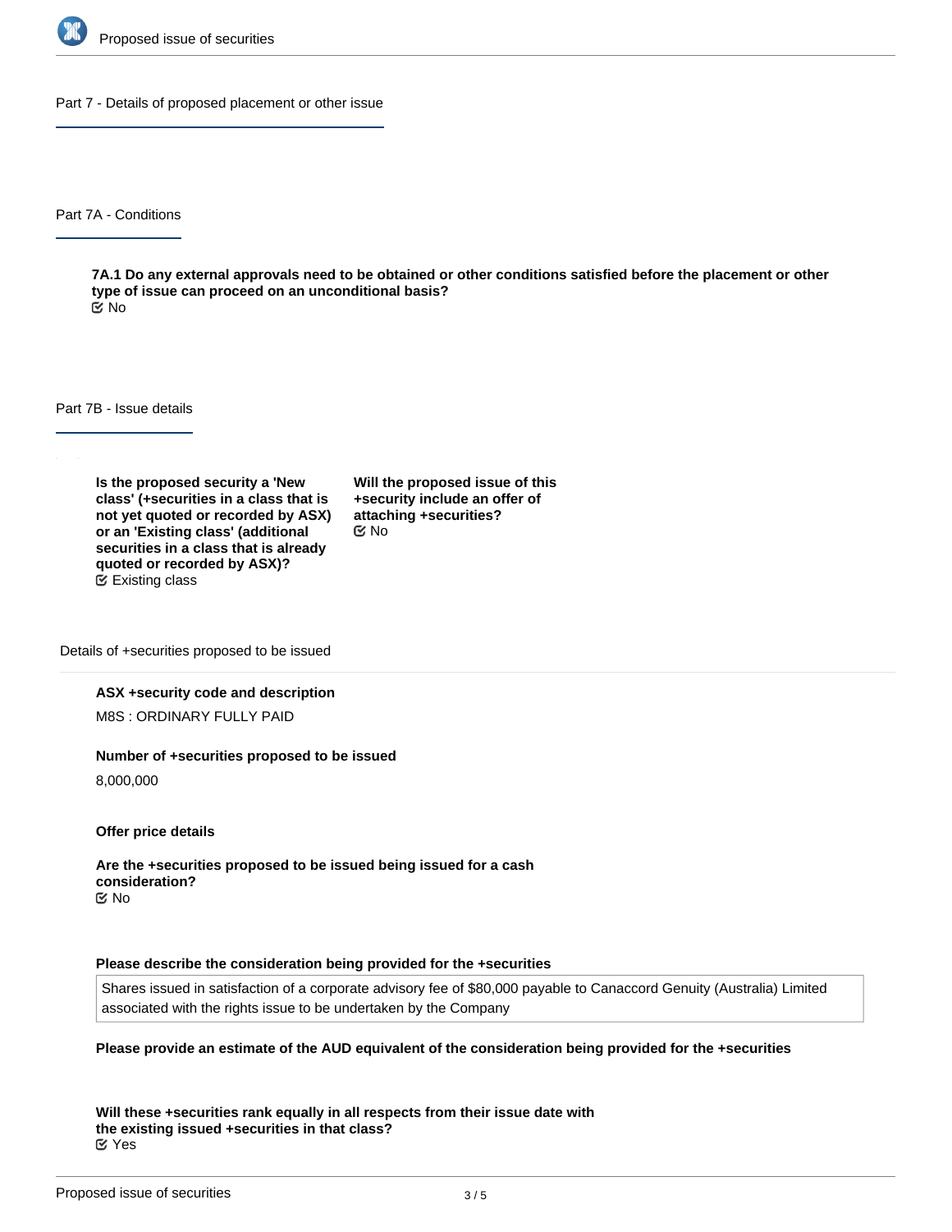## Part 7 - Details of proposed placement or other issue

### Part 7A - Conditions

**7A.1 Do any external approvals need to be obtained or other conditions satisfied before the placement or other type of issue can proceed on an unconditional basis?**

No

### Part 7B - Issue details

**Is the proposed security a 'New class' (+securities in a class that is not yet quoted or recorded by ASX) or an 'Existing class' (additional securities in a class that is already quoted or recorded by ASX)?**

Existing class

**Will the proposed issue of this +security include an offer of attaching +securities?**

No

#### Details of +securities proposed to be issued

**ASX +security code and description**

M8S : ORDINARY FULLY PAID

**Number of +securities proposed to be issued**

8,000,000

**Offer price details**

**Are the +securities proposed to be issued being issued for a cash consideration?**

No

**Please describe the consideration being provided for the +securities**

Shares issued in satisfaction of a corporate advisory fee of $80,000 payable to Canaccord Genuity (Australia) Limited associated with the rights issue to be undertaken by the Company

**Please provide an estimate of the AUD equivalent of the consideration being provided for the +securities**

**Will these +securities rank equally in all respects from their issue date with the existing issued +securities in that class?**

Yes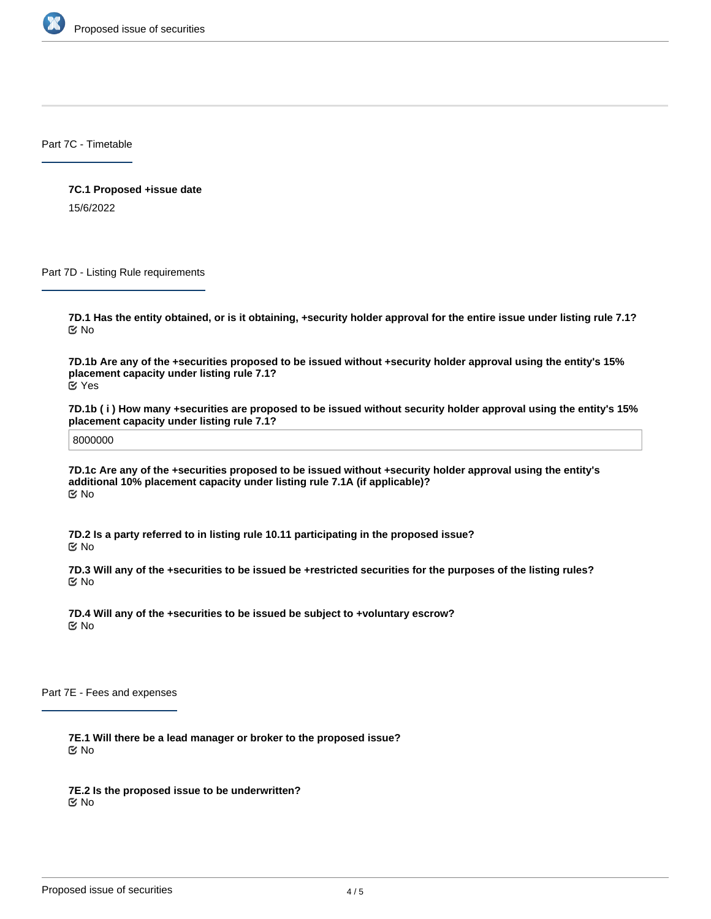## Part 7C - Timetable

**7C.1 Proposed +issue date**

15/6/2022

## Part 7D - Listing Rule requirements

**7D.1 Has the entity obtained, or is it obtaining, +security holder approval for the entire issue under listing rule 7.1?**

No

**7D.1b Are any of the +securities proposed to be issued without +security holder approval using the entity's 15% placement capacity under listing rule 7.1?**

Yes

**7D.1b ( i ) How many +securities are proposed to be issued without security holder approval using the entity's 15% placement capacity under listing rule 7.1?**

8000000

**7D.1c Are any of the +securities proposed to be issued without +security holder approval using the entity's additional 10% placement capacity under listing rule 7.1A (if applicable)?**

No

**7D.2 Is a party referred to in listing rule 10.11 participating in the proposed issue?**

No

**7D.3 Will any of the +securities to be issued be +restricted securities for the purposes of the listing rules?**

No

**7D.4 Will any of the +securities to be issued be subject to +voluntary escrow?**

No

## Part 7E - Fees and expenses

**7E.1 Will there be a lead manager or broker to the proposed issue?**

No

**7E.2 Is the proposed issue to be underwritten?**

No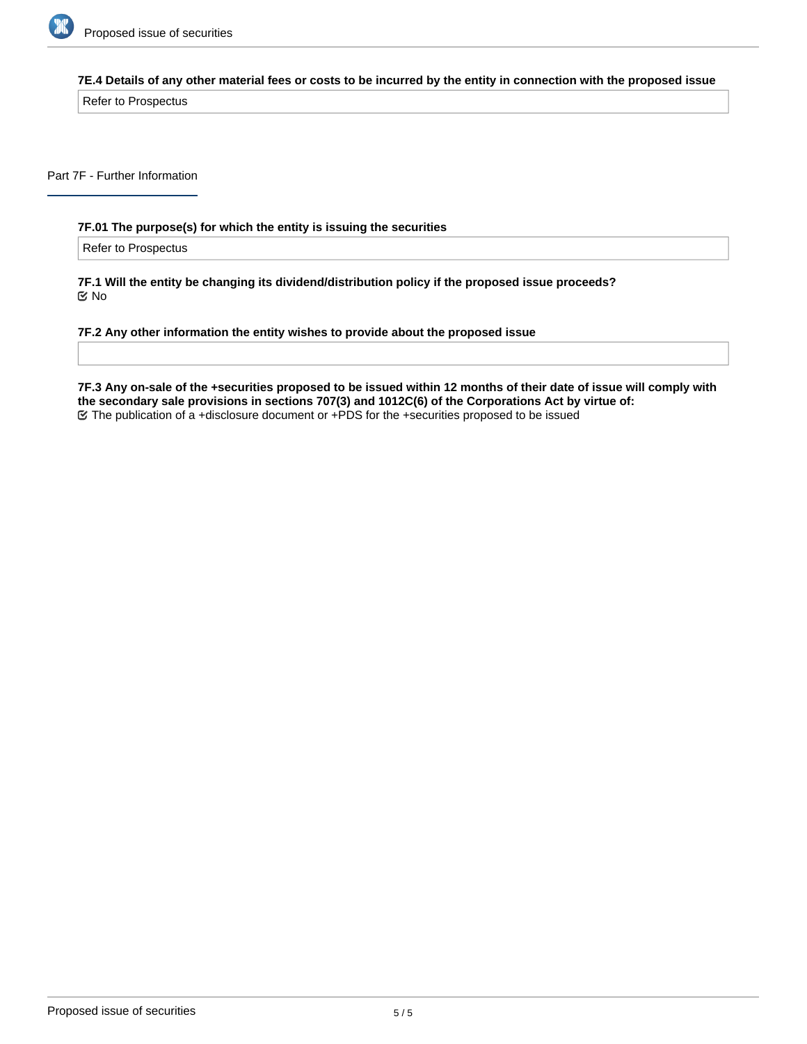**7E.4 Details of any other material fees or costs to be incurred by the entity in connection with the proposed issue**

Refer to Prospectus

Part 7F - Further Information

**7F.01 The purpose(s) for which the entity is issuing the securities**

Refer to Prospectus

**7F.1 Will the entity be changing its dividend/distribution policy if the proposed issue proceeds?**

☑ No

**7F.2 Any other information the entity wishes to provide about the proposed issue**

**7F.3 Any on-sale of the +securities proposed to be issued within 12 months of their date of issue will comply with the secondary sale provisions in sections 707(3) and 1012C(6) of the Corporations Act by virtue of:**

☑ The publication of a +disclosure document or +PDS for the +securities proposed to be issued